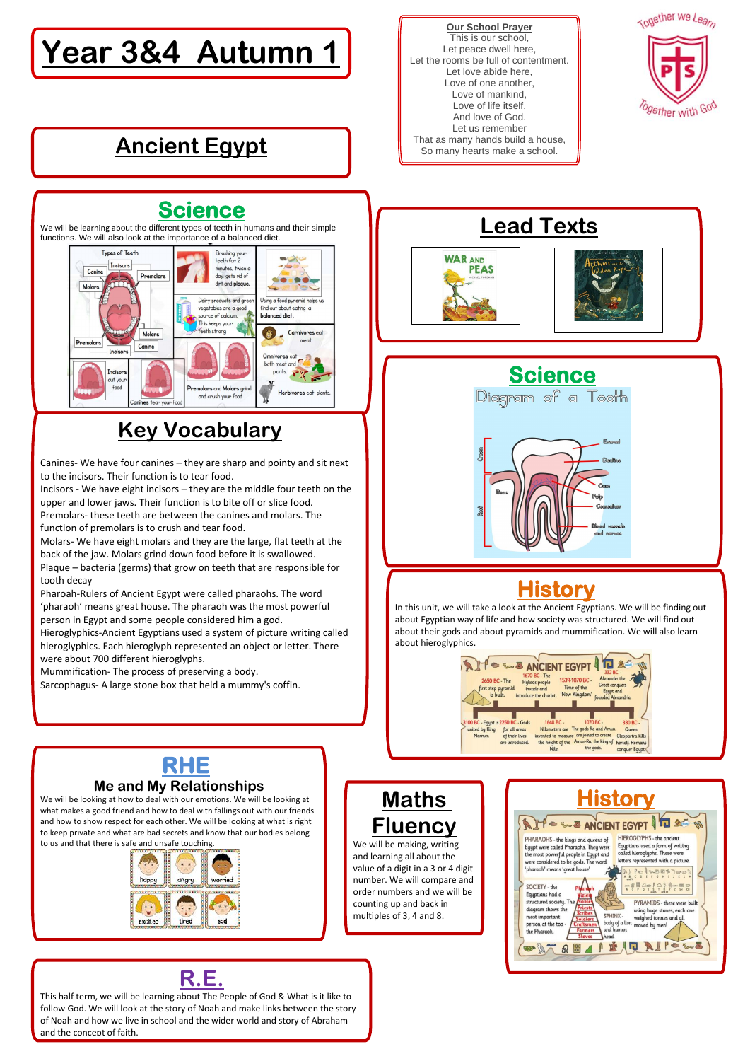# Year 3&4 Autumn 1

## Ancient Egypt

**Our School Prayer**

This is our school,
Let peace dwell here,
Let the rooms be full of contentment.
Let love abide here,
Love of one another,
Love of mankind,
Love of life itself,
And love of God.
Let us remember
That as many hands build a house,
So many hearts make a school.

Together we Learn
Together with God

## Science

We will be learning about the different types of teeth in humans and their simple functions. We will also look at the importance of a balanced diet.

## Lead Texts

## Science

## Key Vocabulary

Canines- We have four canines – they are sharp and pointy and sit next to the incisors. Their function is to tear food.
Incisors - We have eight incisors – they are the middle four teeth on the upper and lower jaws. Their function is to bite off or slice food.
Premolars- these teeth are between the canines and molars. The function of premolars is to crush and tear food.
Molars- We have eight molars and they are the large, flat teeth at the back of the jaw. Molars grind down food before it is swallowed.
Plaque – bacteria (germs) that grow on teeth that are responsible for tooth decay
Pharoah-Rulers of Ancient Egypt were called pharaohs. The word 'pharaoh' means great house. The pharaoh was the most powerful person in Egypt and some people considered him a god.
Hieroglyphics-Ancient Egyptians used a system of picture writing called hieroglyphics. Each hieroglyph represented an object or letter. There were about 700 different hieroglyphs.
Mummification- The process of preserving a body.
Sarcophagus- A large stone box that held a mummy's coffin.

## History

In this unit, we will take a look at the Ancient Egyptians. We will be finding out about Egyptian way of life and how society was structured. We will find out about their gods and about pyramids and mummification. We will also learn about hieroglyphics.

## RHE

### Me and My Relationships

We will be looking at how to deal with our emotions. We will be looking at what makes a good friend and how to deal with fallings out with our friends and how to show respect for each other. We will be looking at what is right to keep private and what are bad secrets and know that our bodies belong to us and that there is safe and unsafe touching.

## Maths Fluency

We will be making, writing and learning all about the value of a digit in a 3 or 4 digit number. We will compare and order numbers and we will be counting up and back in multiples of 3, 4 and 8.

## History

## R.E.

This half term, we will be learning about The People of God & What is it like to follow God. We will look at the story of Noah and make links between the story of Noah and how we live in school and the wider world and story of Abraham and the concept of faith.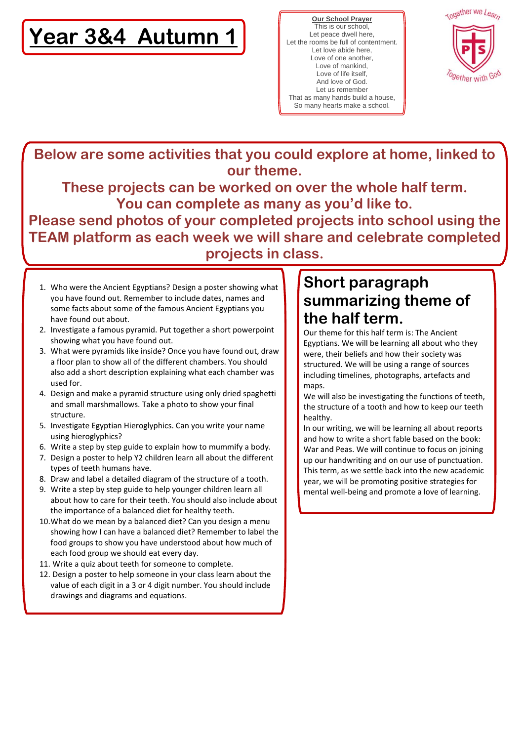# Year 3&4 Autumn 1

**Our School Prayer**

This is our school,
Let peace dwell here,
Let the rooms be full of contentment.
Let love abide here,
Love of one another,
Love of mankind,
Love of life itself,
And love of God.
Let us remember
That as many hands build a house,
So many hearts make a school.

Together we Learn

PS

Together with God

**Below are some activities that you could explore at home, linked to our theme.**
**These projects can be worked on over the whole half term.**
**You can complete as many as you'd like to.**
**Please send photos of your completed projects into school using the TEAM platform as each week we will share and celebrate completed projects in class.**

1. Who were the Ancient Egyptians? Design a poster showing what you have found out. Remember to include dates, names and some facts about some of the famous Ancient Egyptians you have found out about.
2. Investigate a famous pyramid. Put together a short powerpoint showing what you have found out.
3. What were pyramids like inside? Once you have found out, draw a floor plan to show all of the different chambers. You should also add a short description explaining what each chamber was used for.
4. Design and make a pyramid structure using only dried spaghetti and small marshmallows. Take a photo to show your final structure.
5. Investigate Egyptian Hieroglyphics. Can you write your name using hieroglyphics?
6. Write a step by step guide to explain how to mummify a body.
7. Design a poster to help Y2 children learn all about the different types of teeth humans have.
8. Draw and label a detailed diagram of the structure of a tooth.
9. Write a step by step guide to help younger children learn all about how to care for their teeth. You should also include about the importance of a balanced diet for healthy teeth.
10. What do we mean by a balanced diet? Can you design a menu showing how I can have a balanced diet? Remember to label the food groups to show you have understood about how much of each food group we should eat every day.
11. Write a quiz about teeth for someone to complete.
12. Design a poster to help someone in your class learn about the value of each digit in a 3 or 4 digit number. You should include drawings and diagrams and equations.

## Short paragraph summarizing theme of the half term.

Our theme for this half term is: The Ancient Egyptians. We will be learning all about who they were, their beliefs and how their society was structured. We will be using a range of sources including timelines, photographs, artefacts and maps.

We will also be investigating the functions of teeth, the structure of a tooth and how to keep our teeth healthy.

In our writing, we will be learning all about reports and how to write a short fable based on the book: War and Peas. We will continue to focus on joining up our handwriting and on our use of punctuation. This term, as we settle back into the new academic year, we will be promoting positive strategies for mental well-being and promote a love of learning.